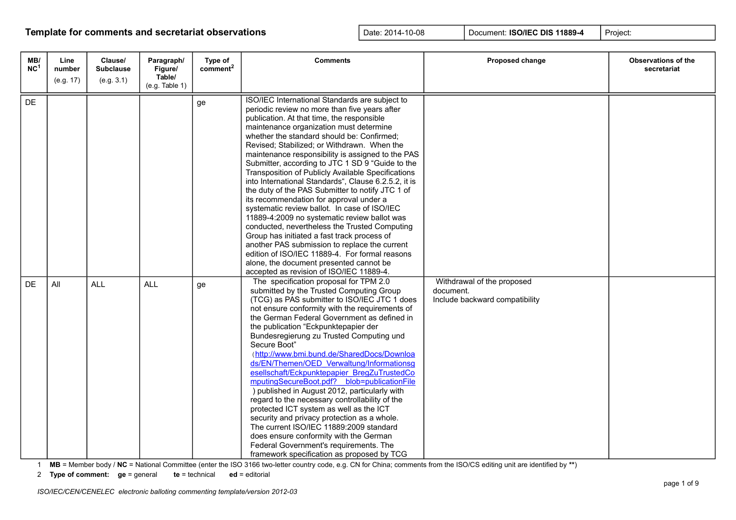**Template for comments and secretariat observations**

| Date: 2014-10-08 | Document: **ISO/IEC DIS 11889-4** | Project: |
|---|---|---|

| MB/NC[1] | Line number (e.g. 17) | Clause/ Subclause (e.g. 3.1) | Paragraph/ Figure/ Table/ (e.g. Table 1) | Type of comment[2] | Comments | Proposed change | Observations of the secretariat |
|---|---|---|---|---|---|---|---|
| DE | | | | ge | ISO/IEC International Standards are subject to periodic review no more than five years after publication. At that time, the responsible maintenance organization must determine whether the standard should be: Confirmed; Revised; Stabilized; or Withdrawn. When the maintenance responsibility is assigned to the PAS Submitter, according to JTC 1 SD 9 “Guide to the Transposition of Publicly Available Specifications into International Standards“, Clause 6.2.5.2, it is the duty of the PAS Submitter to notify JTC 1 of its recommendation for approval under a systematic review ballot. In case of ISO/IEC 11889-4:2009 no systematic review ballot was conducted, nevertheless the Trusted Computing Group has initiated a fast track process of another PAS submission to replace the current edition of ISO/IEC 11889-4. For formal reasons alone, the document presented cannot be accepted as revision of ISO/IEC 11889-4. | | |
| DE | All | ALL | ALL | ge | The specification proposal for TPM 2.0 submitted by the Trusted Computing Group (TCG) as PAS submitter to ISO/IEC JTC 1 does not ensure conformity with the requirements of the German Federal Government as defined in the publication “Eckpunktepapier der Bundesregierung zu Trusted Computing und Secure Boot” （http://www.bmi.bund.de/SharedDocs/Downloads/EN/Themen/OED_Verwaltung/Informationsgesellschaft/Eckpunktepapier_BregZuTrustedComputingSecureBoot.pdf?__blob=publicationFile ) published in August 2012, particularly with regard to the necessary controllability of the protected ICT system as well as the ICT security and privacy protection as a whole. The current ISO/IEC 11889:2009 standard does ensure conformity with the German Federal Government's requirements. The framework specification as proposed by TCG | Withdrawal of the proposed document. Include backward compatibility | |

1 **MB** = Member body / **NC** = National Committee (enter the ISO 3166 two-letter country code, e.g. CN for China; comments from the ISO/CS editing unit are identified by **)

2 **Type of comment: ge** = general **te** = technical **ed** = editorial

*ISO/IEC/CEN/CENELEC electronic balloting commenting template/version 2012-03*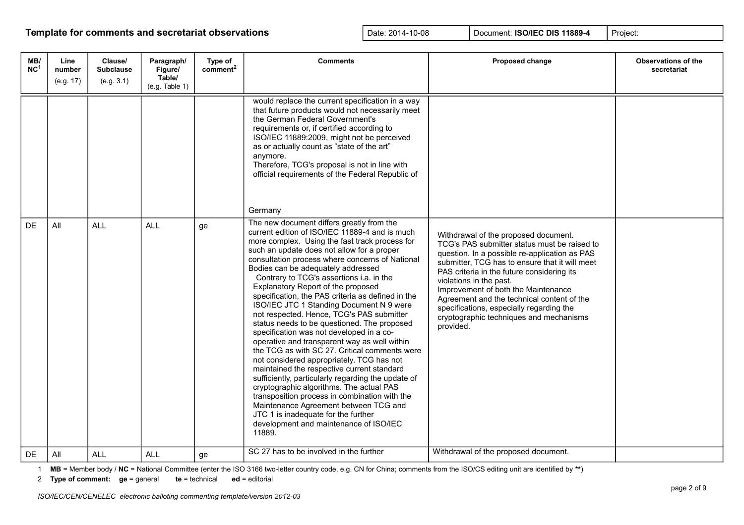## Template for comments and secretariat observations

| Date: 2014-10-08 | Document: **ISO/IEC DIS 11889-4** | Project: |
|---|---|---|

| MB/ NC[1] | Line number (e.g. 17) | Clause/ Subclause (e.g. 3.1) | Paragraph/ Figure/ Table/ (e.g. Table 1) | Type of comment[2] | Comments | Proposed change | Observations of the secretariat |
|---|---|---|---|---|---|---|---|
| | | | | | would replace the current specification in a way that future products would not necessarily meet the German Federal Government's requirements or, if certified according to ISO/IEC 11889:2009, might not be perceived as or actually count as "state of the art" anymore. Therefore, TCG's proposal is not in line with official requirements of the Federal Republic of Germany | | |
| DE | All | ALL | ALL | ge | The new document differs greatly from the current edition of ISO/IEC 11889-4 and is much more complex. Using the fast track process for such an update does not allow for a proper consultation process where concerns of National Bodies can be adequately addressed Contrary to TCG's assertions i.a. in the Explanatory Report of the proposed specification, the PAS criteria as defined in the ISO/IEC JTC 1 Standing Document N 9 were not respected. Hence, TCG's PAS submitter status needs to be questioned. The proposed specification was not developed in a co-operative and transparent way as well within the TCG as with SC 27. Critical comments were not considered appropriately. TCG has not maintained the respective current standard sufficiently, particularly regarding the update of cryptographic algorithms. The actual PAS transposition process in combination with the Maintenance Agreement between TCG and JTC 1 is inadequate for the further development and maintenance of ISO/IEC 11889. | Withdrawal of the proposed document. TCG's PAS submitter status must be raised to question. In a possible re-application as PAS submitter, TCG has to ensure that it will meet PAS criteria in the future considering its violations in the past. Improvement of both the Maintenance Agreement and the technical content of the specifications, especially regarding the cryptographic techniques and mechanisms provided. | |
| DE | All | ALL | ALL | ge | SC 27 has to be involved in the further | Withdrawal of the proposed document. | |

1 **MB** = Member body / **NC** = National Committee (enter the ISO 3166 two-letter country code, e.g. CN for China; comments from the ISO/CS editing unit are identified by **)

2 **Type of comment:** **ge** = general **te** = technical **ed** = editorial

*ISO/IEC/CEN/CENELEC electronic balloting commenting template/version 2012-03*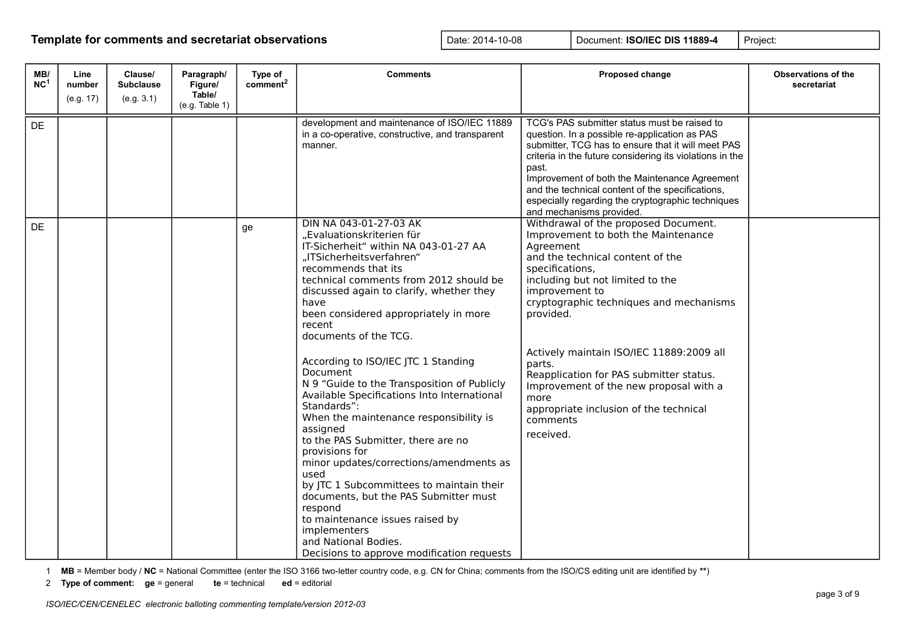**Template for comments and secretariat observations**

| Date: 2014-10-08 | Document: **ISO/IEC DIS 11889-4** | Project: |
|---|---|---|

| MB/NC[1] | Line number (e.g. 17) | Clause/ Subclause (e.g. 3.1) | Paragraph/ Figure/ Table/ (e.g. Table 1) | Type of comment[2] | Comments | Proposed change | Observations of the secretariat |
|---|---|---|---|---|---|---|---|
| DE | | | | | development and maintenance of ISO/IEC 11889 in a co-operative, constructive, and transparent manner. | TCG's PAS submitter status must be raised to question. In a possible re-application as PAS submitter, TCG has to ensure that it will meet PAS criteria in the future considering its violations in the past.<br>Improvement of both the Maintenance Agreement and the technical content of the specifications, especially regarding the cryptographic techniques and mechanisms provided. | |
| DE | | | | ge | DIN NA 043-01-27-03 AK „Evaluationskriterien für IT-Sicherheit“ within NA 043-01-27 AA „ITSicherheitsverfahren“ recommends that its technical comments from 2012 should be discussed again to clarify, whether they have been considered appropriately in more recent documents of the TCG.<br><br>According to ISO/IEC JTC 1 Standing Document N 9 “Guide to the Transposition of Publicly Available Specifications Into International Standards”:<br>When the maintenance responsibility is assigned to the PAS Submitter, there are no provisions for minor updates/corrections/amendments as used by JTC 1 Subcommittees to maintain their documents, but the PAS Submitter must respond to maintenance issues raised by implementers and National Bodies.<br>Decisions to approve modification requests | Withdrawal of the proposed Document.<br>Improvement to both the Maintenance Agreement and the technical content of the specifications, including but not limited to the improvement to cryptographic techniques and mechanisms provided.<br><br>Actively maintain ISO/IEC 11889:2009 all parts.<br>Reapplication for PAS submitter status.<br>Improvement of the new proposal with a more appropriate inclusion of the technical comments received. | |

1 **MB** = Member body / **NC** = National Committee (enter the ISO 3166 two-letter country code, e.g. CN for China; comments from the ISO/CS editing unit are identified by **)

2 **Type of comment:** **ge** = general **te** = technical **ed** = editorial

*ISO/IEC/CEN/CENELEC electronic balloting commenting template/version 2012-03*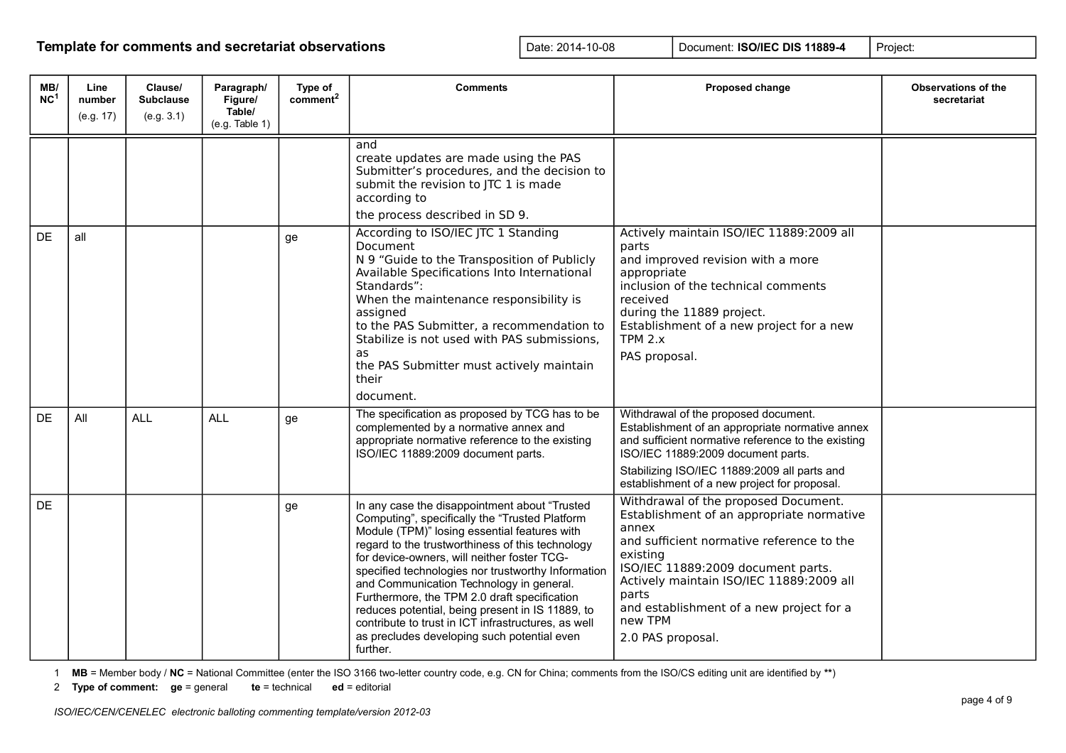## Template for comments and secretariat observations

| Date: 2014-10-08 | Document: **ISO/IEC DIS 11889-4** | Project: |
|---|---|---|

| MB/NC[1] | Line number (e.g. 17) | Clause/ Subclause (e.g. 3.1) | Paragraph/ Figure/ Table/ (e.g. Table 1) | Type of comment[2] | Comments | Proposed change | Observations of the secretariat |
|---|---|---|---|---|---|---|---|
| | | | | | and create updates are made using the PAS Submitter's procedures, and the decision to submit the revision to JTC 1 is made according to the process described in SD 9. | | |
| DE | all | | | ge | According to ISO/IEC JTC 1 Standing Document N 9 "Guide to the Transposition of Publicly Available Specifications Into International Standards": When the maintenance responsibility is assigned to the PAS Submitter, a recommendation to Stabilize is not used with PAS submissions, as the PAS Submitter must actively maintain their document. | Actively maintain ISO/IEC 11889:2009 all parts and improved revision with a more appropriate inclusion of the technical comments received during the 11889 project. Establishment of a new project for a new TPM 2.x PAS proposal. | |
| DE | All | ALL | ALL | ge | The specification as proposed by TCG has to be complemented by a normative annex and appropriate normative reference to the existing ISO/IEC 11889:2009 document parts. | Withdrawal of the proposed document. Establishment of an appropriate normative annex and sufficient normative reference to the existing ISO/IEC 11889:2009 document parts.<br>Stabilizing ISO/IEC 11889:2009 all parts and establishment of a new project for proposal. | |
| DE | | | | ge | In any case the disappointment about "Trusted Computing", specifically the "Trusted Platform Module (TPM)" losing essential features with regard to the trustworthiness of this technology for device-owners, will neither foster TCG-specified technologies nor trustworthy Information and Communication Technology in general. Furthermore, the TPM 2.0 draft specification reduces potential, being present in IS 11889, to contribute to trust in ICT infrastructures, as well as precludes developing such potential even further. | Withdrawal of the proposed Document. Establishment of an appropriate normative annex and sufficient normative reference to the existing ISO/IEC 11889:2009 document parts. Actively maintain ISO/IEC 11889:2009 all parts and establishment of a new project for a new TPM 2.0 PAS proposal. | |

1 **MB** = Member body / **NC** = National Committee (enter the ISO 3166 two-letter country code, e.g. CN for China; comments from the ISO/CS editing unit are identified by **)

2 **Type of comment:** **ge** = general **te** = technical **ed** = editorial

*ISO/IEC/CEN/CENELEC electronic balloting commenting template/version 2012-03*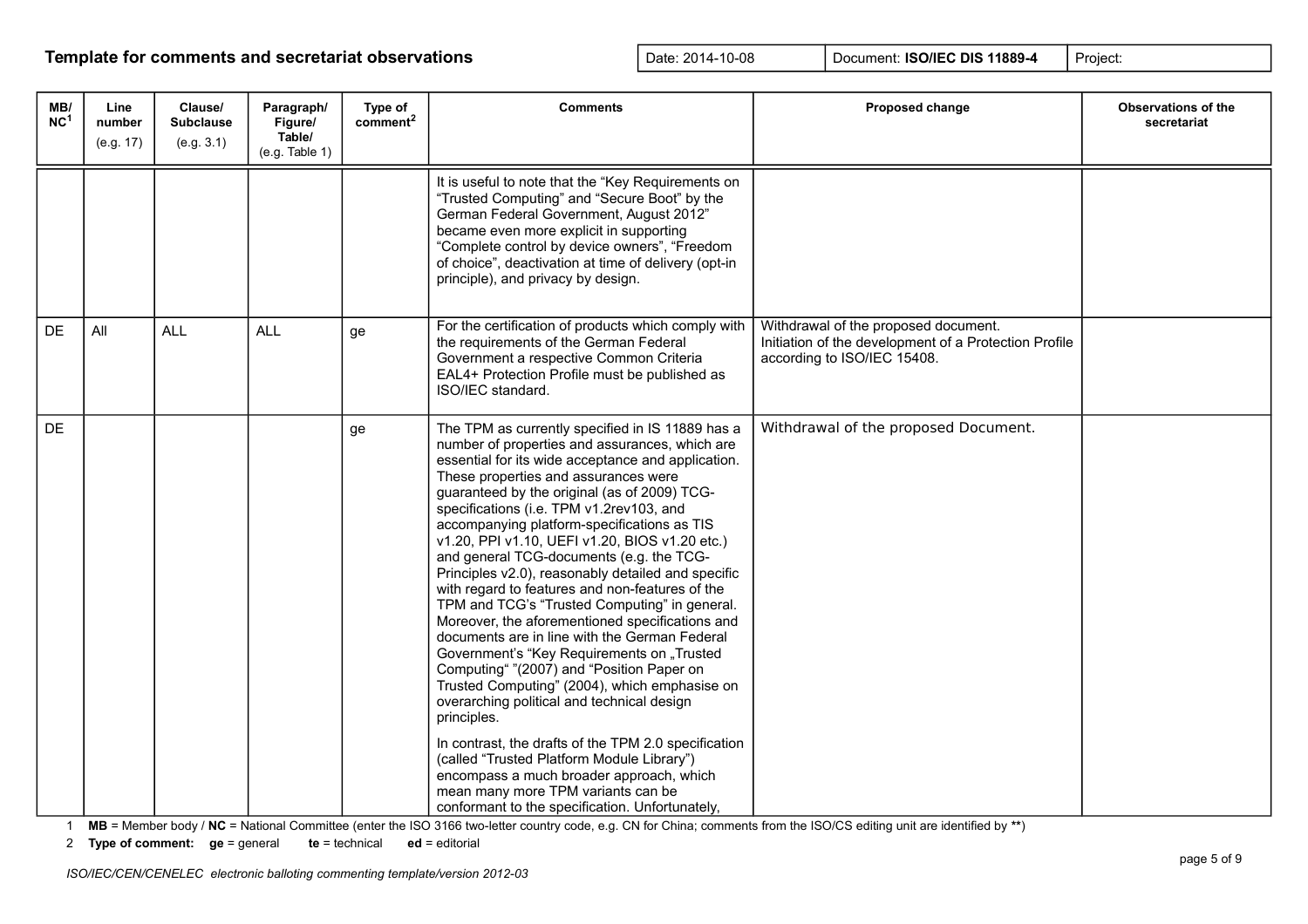**Template for comments and secretariat observations**

| Date: 2014-10-08 | Document: **ISO/IEC DIS 11889-4** | Project: |
|---|---|---|

| MB/NC[1] | Line number (e.g. 17) | Clause/ Subclause (e.g. 3.1) | Paragraph/ Figure/ Table/ (e.g. Table 1) | Type of comment[2] | Comments | Proposed change | Observations of the secretariat |
|---|---|---|---|---|---|---|---|
| | | | | | It is useful to note that the “Key Requirements on “Trusted Computing” and “Secure Boot” by the German Federal Government, August 2012” became even more explicit in supporting “Complete control by device owners”, “Freedom of choice”, deactivation at time of delivery (opt-in principle), and privacy by design. | | |
| DE | All | ALL | ALL | ge | For the certification of products which comply with the requirements of the German Federal Government a respective Common Criteria EAL4+ Protection Profile must be published as ISO/IEC standard. | Withdrawal of the proposed document. Initiation of the development of a Protection Profile according to ISO/IEC 15408. | |
| DE | | | | ge | The TPM as currently specified in IS 11889 has a number of properties and assurances, which are essential for its wide acceptance and application. These properties and assurances were guaranteed by the original (as of 2009) TCG-specifications (i.e. TPM v1.2rev103, and accompanying platform-specifications as TIS v1.20, PPI v1.10, UEFI v1.20, BIOS v1.20 etc.) and general TCG-documents (e.g. the TCG-Principles v2.0), reasonably detailed and specific with regard to features and non-features of the TPM and TCG’s “Trusted Computing” in general. Moreover, the aforementioned specifications and documents are in line with the German Federal Government’s “Key Requirements on „Trusted Computing“ ”(2007) and “Position Paper on Trusted Computing” (2004), which emphasise on overarching political and technical design principles.<br><br>In contrast, the drafts of the TPM 2.0 specification (called “Trusted Platform Module Library”) encompass a much broader approach, which mean many more TPM variants can be conformant to the specification. Unfortunately, | Withdrawal of the proposed Document. | |

1 **MB** = Member body / **NC** = National Committee (enter the ISO 3166 two-letter country code, e.g. CN for China; comments from the ISO/CS editing unit are identified by **)

2 **Type of comment:** **ge** = general **te** = technical **ed** = editorial

*ISO/IEC/CEN/CENELEC electronic balloting commenting template/version 2012-03*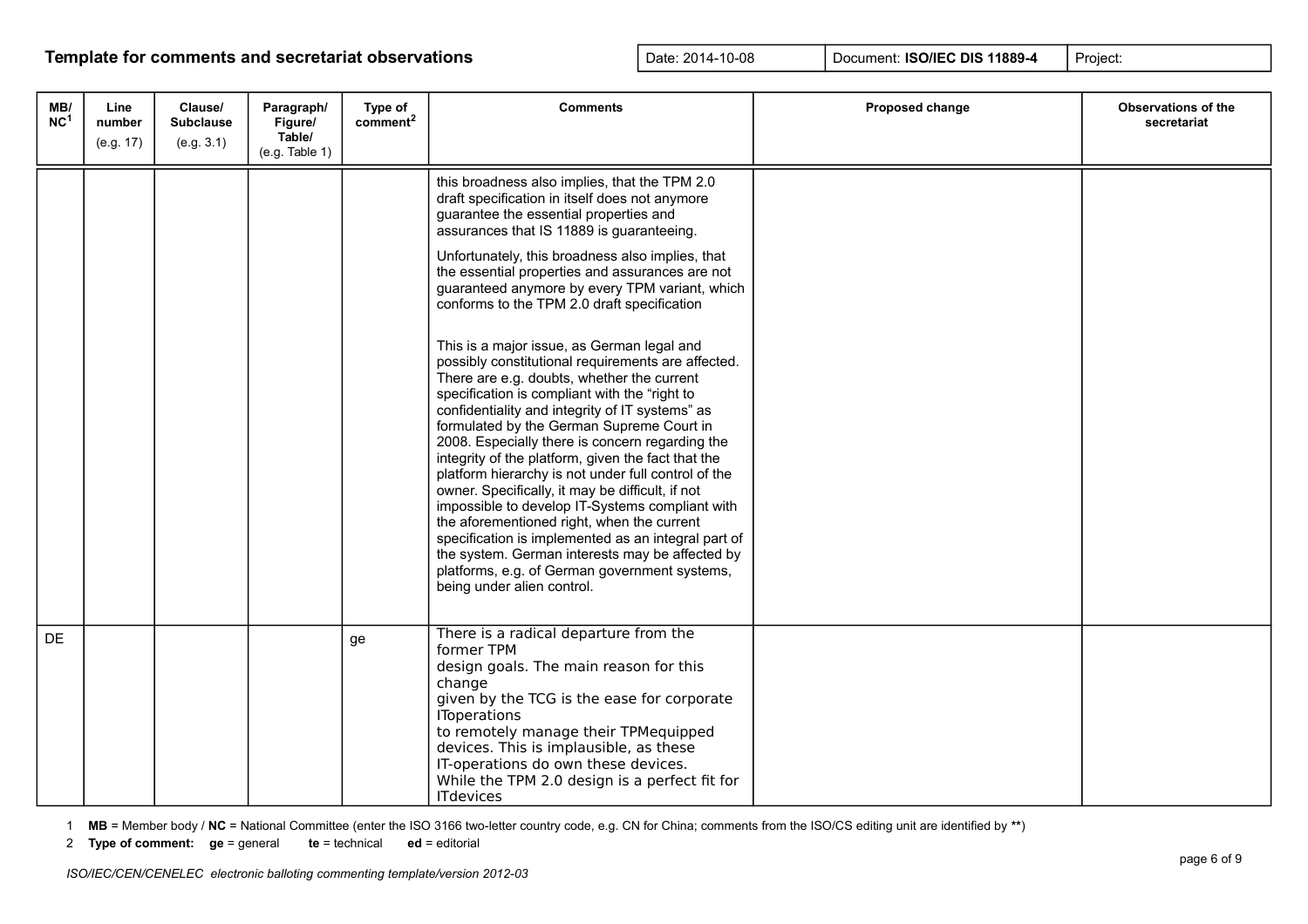**Template for comments and secretariat observations**

| Date: 2014-10-08 | Document: **ISO/IEC DIS 11889-4** | Project: |
|---|---|---|

| MB/NC[1] | Line number (e.g. 17) | Clause/ Subclause (e.g. 3.1) | Paragraph/ Figure/ Table/ (e.g. Table 1) | Type of comment[2] | Comments | Proposed change | Observations of the secretariat |
|---|---|---|---|---|---|---|---|
| | | | | | this broadness also implies, that the TPM 2.0 draft specification in itself does not anymore guarantee the essential properties and assurances that IS 11889 is guaranteeing.<br><br>Unfortunately, this broadness also implies, that the essential properties and assurances are not guaranteed anymore by every TPM variant, which conforms to the TPM 2.0 draft specification<br><br>This is a major issue, as German legal and possibly constitutional requirements are affected. There are e.g. doubts, whether the current specification is compliant with the "right to confidentiality and integrity of IT systems" as formulated by the German Supreme Court in 2008. Especially there is concern regarding the integrity of the platform, given the fact that the platform hierarchy is not under full control of the owner. Specifically, it may be difficult, if not impossible to develop IT-Systems compliant with the aforementioned right, when the current specification is implemented as an integral part of the system. German interests may be affected by platforms, e.g. of German government systems, being under alien control. | | |
| DE | | | | ge | There is a radical departure from the former TPM design goals. The main reason for this change given by the TCG is the ease for corporate IToperations to remotely manage their TPMequipped devices. This is implausible, as these IT-operations do own these devices. While the TPM 2.0 design is a perfect fit for ITdevices | | |

1 **MB** = Member body / **NC** = National Committee (enter the ISO 3166 two-letter country code, e.g. CN for China; comments from the ISO/CS editing unit are identified by **)

2 **Type of comment:** **ge** = general **te** = technical **ed** = editorial

*ISO/IEC/CEN/CENELEC electronic balloting commenting template/version 2012-03*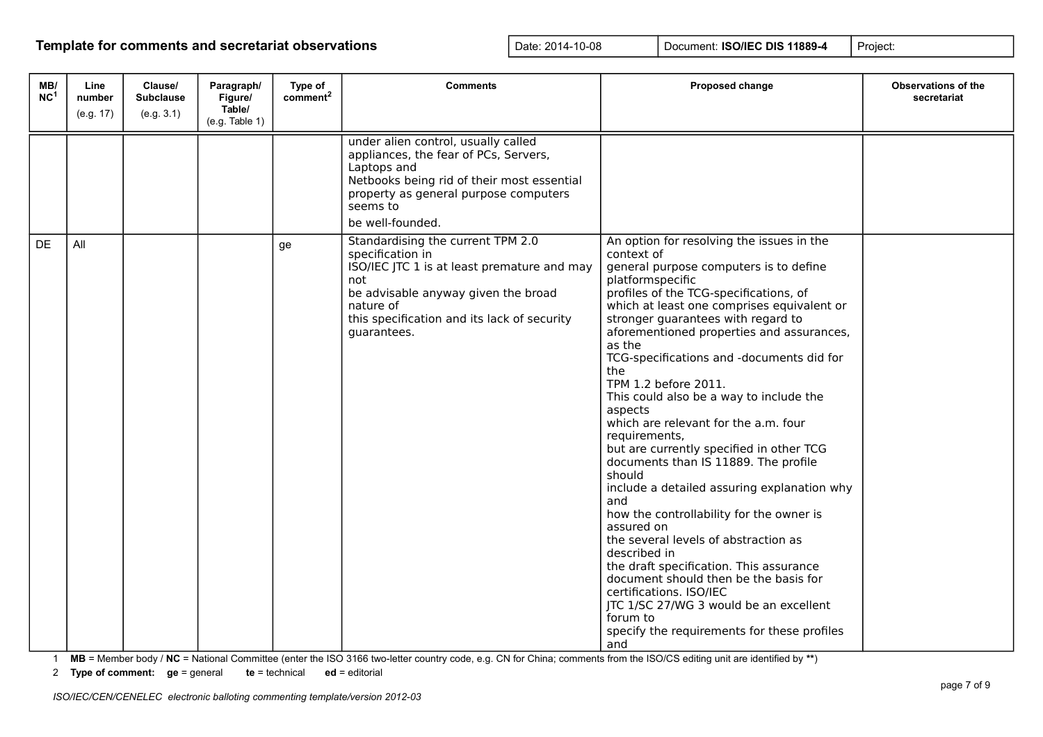**Template for comments and secretariat observations**

| Date: 2014-10-08 | Document: **ISO/IEC DIS 11889-4** | Project: |
|---|---|---|

| MB/ NC[1] | Line number (e.g. 17) | Clause/ Subclause (e.g. 3.1) | Paragraph/ Figure/ Table/ (e.g. Table 1) | Type of comment[2] | Comments | Proposed change | Observations of the secretariat |
|---|---|---|---|---|---|---|---|
| | | | | | under alien control, usually called appliances, the fear of PCs, Servers, Laptops and Netbooks being rid of their most essential property as general purpose computers seems to be well-founded. | | |
| DE | All | | | ge | Standardising the current TPM 2.0 specification in ISO/IEC JTC 1 is at least premature and may not be advisable anyway given the broad nature of this specification and its lack of security guarantees. | An option for resolving the issues in the context of general purpose computers is to define platformspecific profiles of the TCG-specifications, of which at least one comprises equivalent or stronger guarantees with regard to aforementioned properties and assurances, as the TCG-specifications and -documents did for the TPM 1.2 before 2011. This could also be a way to include the aspects which are relevant for the a.m. four requirements, but are currently specified in other TCG documents than IS 11889. The profile should include a detailed assuring explanation why and how the controllability for the owner is assured on the several levels of abstraction as described in the draft specification. This assurance document should then be the basis for certifications. ISO/IEC JTC 1/SC 27/WG 3 would be an excellent forum to specify the requirements for these profiles and | |

1 **MB** = Member body / **NC** = National Committee (enter the ISO 3166 two-letter country code, e.g. CN for China; comments from the ISO/CS editing unit are identified by **)

2 **Type of comment:** **ge** = general **te** = technical **ed** = editorial

*ISO/IEC/CEN/CENELEC electronic balloting commenting template/version 2012-03*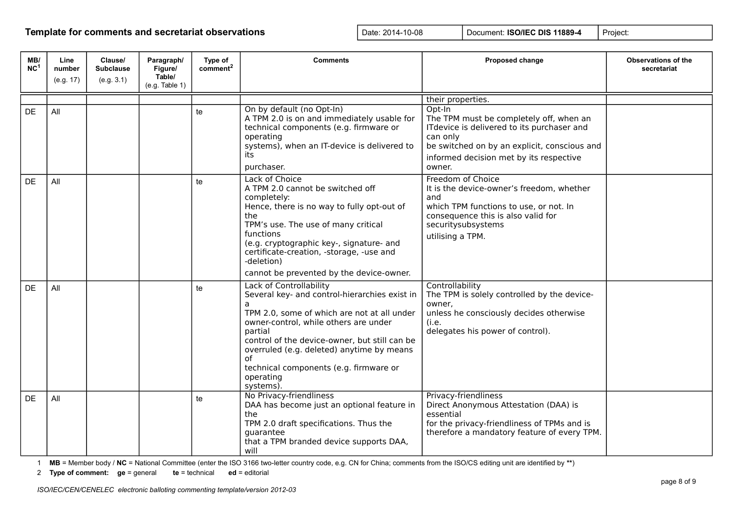## Template for comments and secretariat observations

| Date: 2014-10-08 | Document: **ISO/IEC DIS 11889-4** | Project: |
|---|---|---|

| MB/NC[1] | Line number (e.g. 17) | Clause/ Subclause (e.g. 3.1) | Paragraph/ Figure/ Table/ (e.g. Table 1) | Type of comment[2] | Comments | Proposed change | Observations of the secretariat |
|---|---|---|---|---|---|---|---|
| | | | | | | their properties. | |
| DE | All | | | te | On by default (no Opt-In) A TPM 2.0 is on and immediately usable for technical components (e.g. firmware or operating systems), when an IT-device is delivered to its purchaser. | Opt-In The TPM must be completely off, when an ITdevice is delivered to its purchaser and can only be switched on by an explicit, conscious and informed decision met by its respective owner. | |
| DE | All | | | te | Lack of Choice A TPM 2.0 cannot be switched off completely: Hence, there is no way to fully opt-out of the TPM's use. The use of many critical functions (e.g. cryptographic key-, signature- and certificate-creation, -storage, -use and -deletion) cannot be prevented by the device-owner. | Freedom of Choice It is the device-owner's freedom, whether and which TPM functions to use, or not. In consequence this is also valid for securitysubsystems utilising a TPM. | |
| DE | All | | | te | Lack of Controllability Several key- and control-hierarchies exist in a TPM 2.0, some of which are not at all under owner-control, while others are under partial control of the device-owner, but still can be overruled (e.g. deleted) anytime by means of technical components (e.g. firmware or operating systems). | Controllability The TPM is solely controlled by the device-owner, unless he consciously decides otherwise (i.e. delegates his power of control). | |
| DE | All | | | te | No Privacy-friendliness DAA has become just an optional feature in the TPM 2.0 draft specifications. Thus the guarantee that a TPM branded device supports DAA, will | Privacy-friendliness Direct Anonymous Attestation (DAA) is essential for the privacy-friendliness of TPMs and is therefore a mandatory feature of every TPM. | |

1 **MB** = Member body / **NC** = National Committee (enter the ISO 3166 two-letter country code, e.g. CN for China; comments from the ISO/CS editing unit are identified by **)

2 **Type of comment:** **ge** = general **te** = technical **ed** = editorial

*ISO/IEC/CEN/CENELEC electronic balloting commenting template/version 2012-03*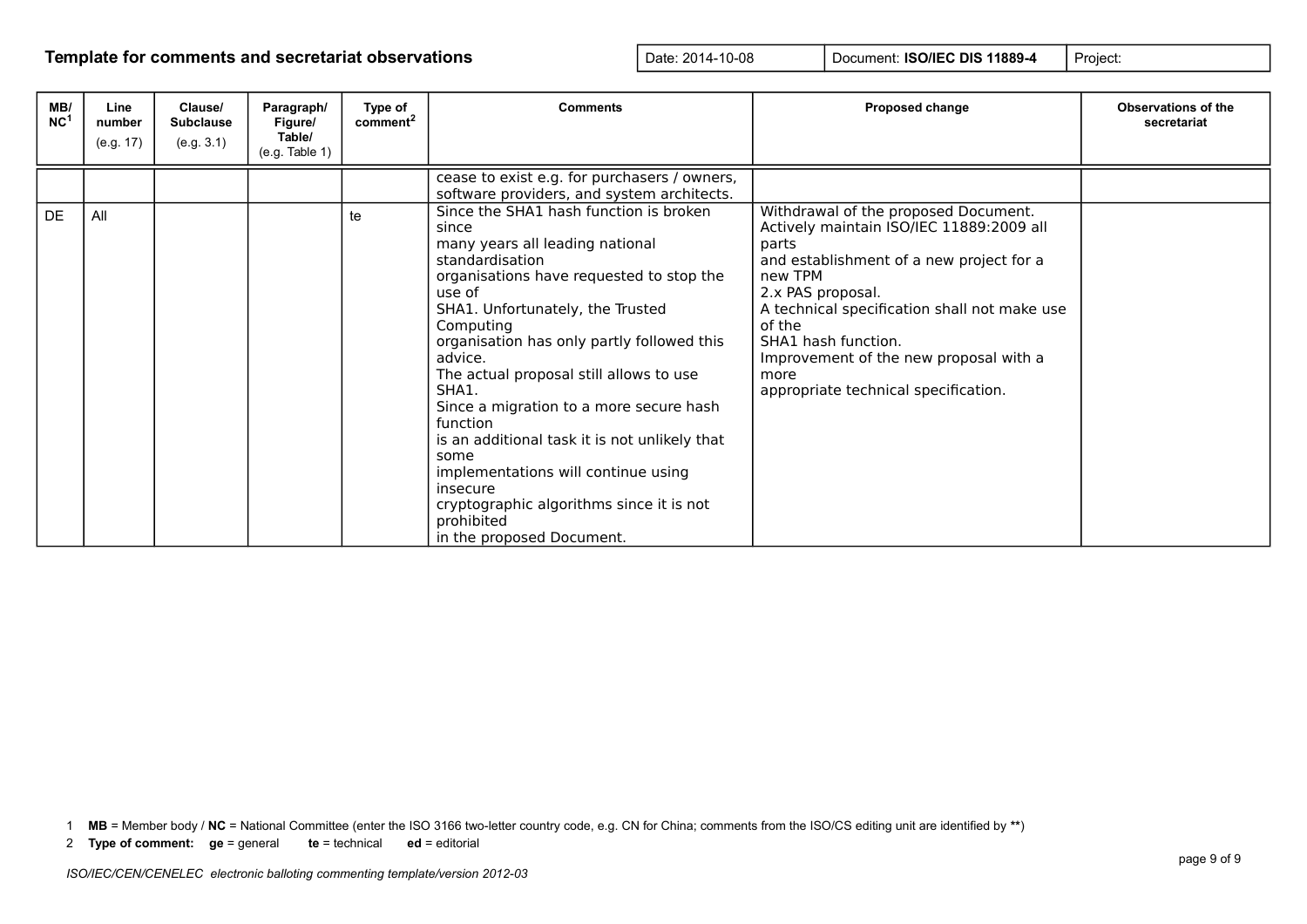# Template for comments and secretariat observations

| Date: 2014-10-08 | Document: **ISO/IEC DIS 11889-4** | Project: |
|---|---|---|

| MB/ NC[1] | Line number (e.g. 17) | Clause/ Subclause (e.g. 3.1) | Paragraph/ Figure/ Table/ (e.g. Table 1) | Type of comment[2] | Comments | Proposed change | Observations of the secretariat |
|---|---|---|---|---|---|---|---|
| | | | | | cease to exist e.g. for purchasers / owners, software providers, and system architects. | | |
| DE | All | | | te | Since the SHA1 hash function is broken since many years all leading national standardisation organisations have requested to stop the use of SHA1. Unfortunately, the Trusted Computing organisation has only partly followed this advice. The actual proposal still allows to use SHA1. Since a migration to a more secure hash function is an additional task it is not unlikely that some implementations will continue using insecure cryptographic algorithms since it is not prohibited in the proposed Document. | Withdrawal of the proposed Document. Actively maintain ISO/IEC 11889:2009 all parts and establishment of a new project for a new TPM 2.x PAS proposal. A technical specification shall not make use of the SHA1 hash function. Improvement of the new proposal with a more appropriate technical specification. | |

1 **MB** = Member body / **NC** = National Committee (enter the ISO 3166 two-letter country code, e.g. CN for China; comments from the ISO/CS editing unit are identified by **)

2 **Type of comment:** **ge** = general **te** = technical **ed** = editorial

*ISO/IEC/CEN/CENELEC electronic balloting commenting template/version 2012-03*